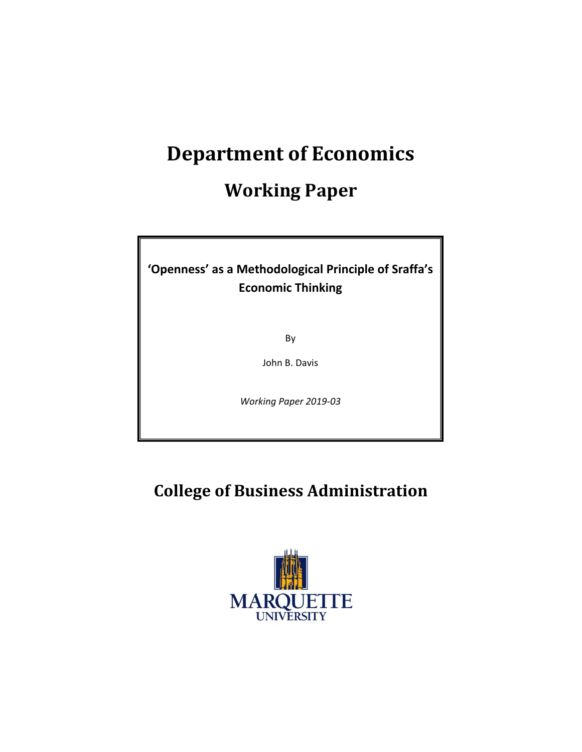# Department of Economics

## Working Paper

**'Openness' as a Methodological Principle of Sraffa's Economic Thinking**

By

John B. Davis

*Working Paper 2019-03*

## College of Business Administration

MARQUETTE UNIVERSITY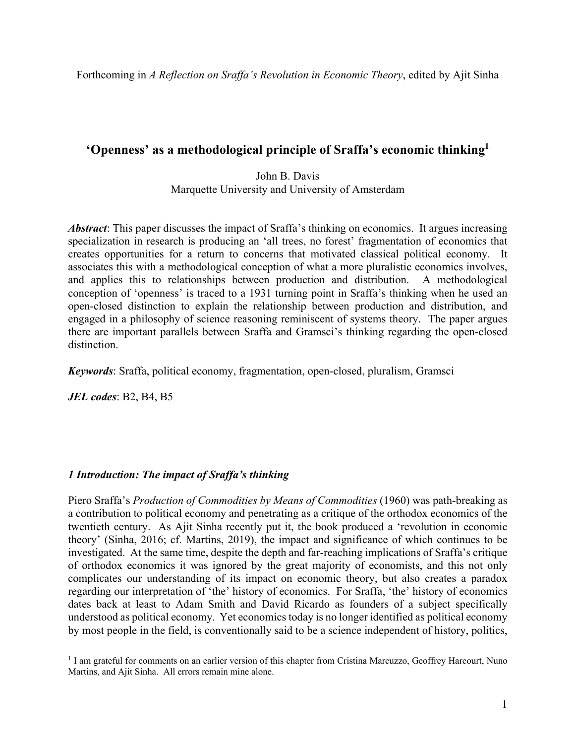Forthcoming in *A Reflection on Sraffa's Revolution in Economic Theory*, edited by Ajit Sinha

# 'Openness' as a methodological principle of Sraffa's economic thinking[1]

John B. Davis
Marquette University and University of Amsterdam

***Abstract***: This paper discusses the impact of Sraffa's thinking on economics. It argues increasing specialization in research is producing an 'all trees, no forest' fragmentation of economics that creates opportunities for a return to concerns that motivated classical political economy. It associates this with a methodological conception of what a more pluralistic economics involves, and applies this to relationships between production and distribution. A methodological conception of 'openness' is traced to a 1931 turning point in Sraffa's thinking when he used an open-closed distinction to explain the relationship between production and distribution, and engaged in a philosophy of science reasoning reminiscent of systems theory. The paper argues there are important parallels between Sraffa and Gramsci's thinking regarding the open-closed distinction.

***Keywords***: Sraffa, political economy, fragmentation, open-closed, pluralism, Gramsci

***JEL codes***: B2, B4, B5

## *1 Introduction: The impact of Sraffa's thinking*

Piero Sraffa's *Production of Commodities by Means of Commodities* (1960) was path-breaking as a contribution to political economy and penetrating as a critique of the orthodox economics of the twentieth century. As Ajit Sinha recently put it, the book produced a 'revolution in economic theory' (Sinha, 2016; cf. Martins, 2019), the impact and significance of which continues to be investigated. At the same time, despite the depth and far-reaching implications of Sraffa's critique of orthodox economics it was ignored by the great majority of economists, and this not only complicates our understanding of its impact on economic theory, but also creates a paradox regarding our interpretation of 'the' history of economics. For Sraffa, 'the' history of economics dates back at least to Adam Smith and David Ricardo as founders of a subject specifically understood as political economy. Yet economics today is no longer identified as political economy by most people in the field, is conventionally said to be a science independent of history, politics,

[1] I am grateful for comments on an earlier version of this chapter from Cristina Marcuzzo, Geoffrey Harcourt, Nuno Martins, and Ajit Sinha. All errors remain mine alone.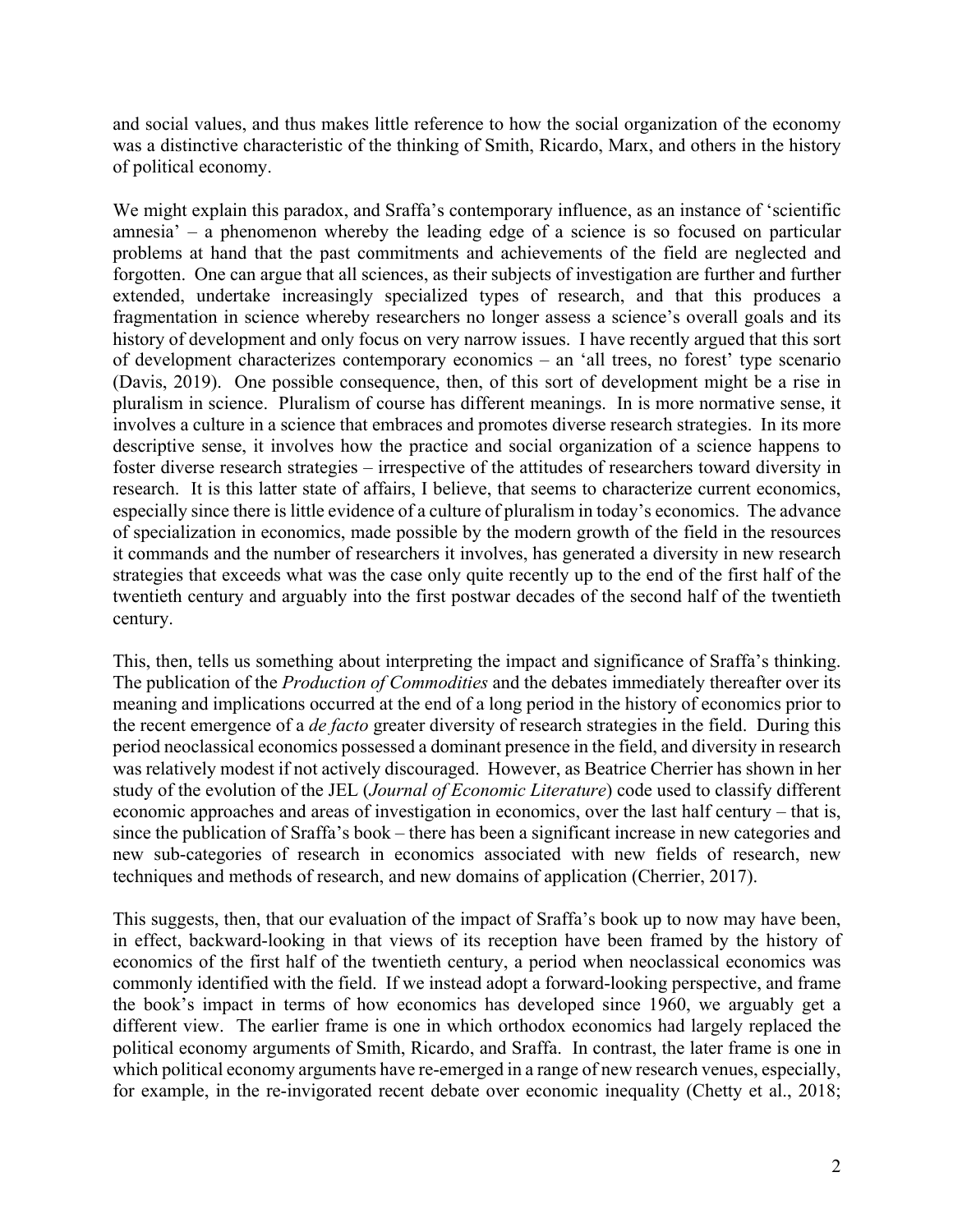and social values, and thus makes little reference to how the social organization of the economy was a distinctive characteristic of the thinking of Smith, Ricardo, Marx, and others in the history of political economy.

We might explain this paradox, and Sraffa's contemporary influence, as an instance of 'scientific amnesia' – a phenomenon whereby the leading edge of a science is so focused on particular problems at hand that the past commitments and achievements of the field are neglected and forgotten. One can argue that all sciences, as their subjects of investigation are further and further extended, undertake increasingly specialized types of research, and that this produces a fragmentation in science whereby researchers no longer assess a science's overall goals and its history of development and only focus on very narrow issues. I have recently argued that this sort of development characterizes contemporary economics – an 'all trees, no forest' type scenario (Davis, 2019). One possible consequence, then, of this sort of development might be a rise in pluralism in science. Pluralism of course has different meanings. In is more normative sense, it involves a culture in a science that embraces and promotes diverse research strategies. In its more descriptive sense, it involves how the practice and social organization of a science happens to foster diverse research strategies – irrespective of the attitudes of researchers toward diversity in research. It is this latter state of affairs, I believe, that seems to characterize current economics, especially since there is little evidence of a culture of pluralism in today's economics. The advance of specialization in economics, made possible by the modern growth of the field in the resources it commands and the number of researchers it involves, has generated a diversity in new research strategies that exceeds what was the case only quite recently up to the end of the first half of the twentieth century and arguably into the first postwar decades of the second half of the twentieth century.

This, then, tells us something about interpreting the impact and significance of Sraffa's thinking. The publication of the *Production of Commodities* and the debates immediately thereafter over its meaning and implications occurred at the end of a long period in the history of economics prior to the recent emergence of a *de facto* greater diversity of research strategies in the field. During this period neoclassical economics possessed a dominant presence in the field, and diversity in research was relatively modest if not actively discouraged. However, as Beatrice Cherrier has shown in her study of the evolution of the JEL (*Journal of Economic Literature*) code used to classify different economic approaches and areas of investigation in economics, over the last half century – that is, since the publication of Sraffa's book – there has been a significant increase in new categories and new sub-categories of research in economics associated with new fields of research, new techniques and methods of research, and new domains of application (Cherrier, 2017).

This suggests, then, that our evaluation of the impact of Sraffa's book up to now may have been, in effect, backward-looking in that views of its reception have been framed by the history of economics of the first half of the twentieth century, a period when neoclassical economics was commonly identified with the field. If we instead adopt a forward-looking perspective, and frame the book's impact in terms of how economics has developed since 1960, we arguably get a different view. The earlier frame is one in which orthodox economics had largely replaced the political economy arguments of Smith, Ricardo, and Sraffa. In contrast, the later frame is one in which political economy arguments have re-emerged in a range of new research venues, especially, for example, in the re-invigorated recent debate over economic inequality (Chetty et al., 2018;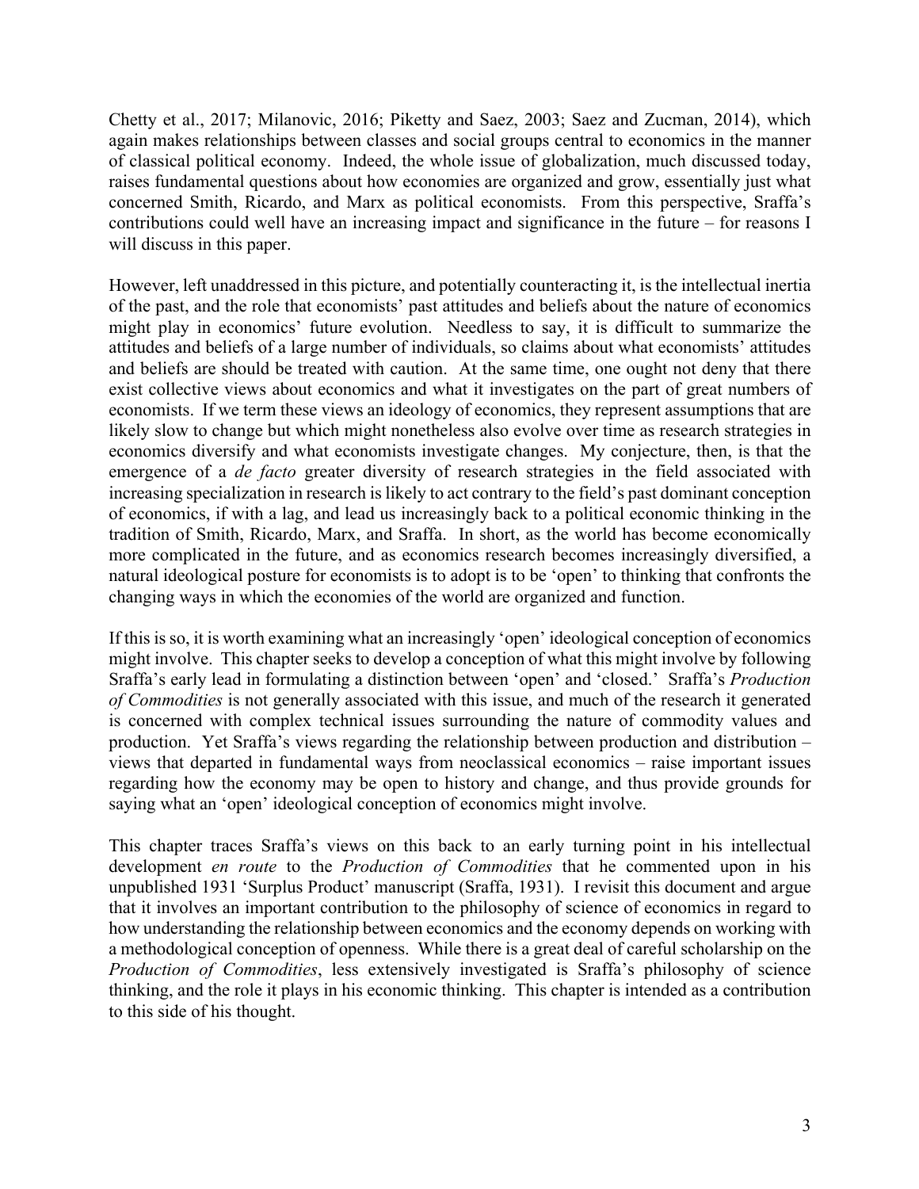Chetty et al., 2017; Milanovic, 2016; Piketty and Saez, 2003; Saez and Zucman, 2014), which again makes relationships between classes and social groups central to economics in the manner of classical political economy. Indeed, the whole issue of globalization, much discussed today, raises fundamental questions about how economies are organized and grow, essentially just what concerned Smith, Ricardo, and Marx as political economists. From this perspective, Sraffa's contributions could well have an increasing impact and significance in the future – for reasons I will discuss in this paper.

However, left unaddressed in this picture, and potentially counteracting it, is the intellectual inertia of the past, and the role that economists' past attitudes and beliefs about the nature of economics might play in economics' future evolution. Needless to say, it is difficult to summarize the attitudes and beliefs of a large number of individuals, so claims about what economists' attitudes and beliefs are should be treated with caution. At the same time, one ought not deny that there exist collective views about economics and what it investigates on the part of great numbers of economists. If we term these views an ideology of economics, they represent assumptions that are likely slow to change but which might nonetheless also evolve over time as research strategies in economics diversify and what economists investigate changes. My conjecture, then, is that the emergence of a *de facto* greater diversity of research strategies in the field associated with increasing specialization in research is likely to act contrary to the field's past dominant conception of economics, if with a lag, and lead us increasingly back to a political economic thinking in the tradition of Smith, Ricardo, Marx, and Sraffa. In short, as the world has become economically more complicated in the future, and as economics research becomes increasingly diversified, a natural ideological posture for economists is to adopt is to be 'open' to thinking that confronts the changing ways in which the economies of the world are organized and function.

If this is so, it is worth examining what an increasingly 'open' ideological conception of economics might involve. This chapter seeks to develop a conception of what this might involve by following Sraffa's early lead in formulating a distinction between 'open' and 'closed.' Sraffa's *Production of Commodities* is not generally associated with this issue, and much of the research it generated is concerned with complex technical issues surrounding the nature of commodity values and production. Yet Sraffa's views regarding the relationship between production and distribution – views that departed in fundamental ways from neoclassical economics – raise important issues regarding how the economy may be open to history and change, and thus provide grounds for saying what an 'open' ideological conception of economics might involve.

This chapter traces Sraffa's views on this back to an early turning point in his intellectual development *en route* to the *Production of Commodities* that he commented upon in his unpublished 1931 'Surplus Product' manuscript (Sraffa, 1931). I revisit this document and argue that it involves an important contribution to the philosophy of science of economics in regard to how understanding the relationship between economics and the economy depends on working with a methodological conception of openness. While there is a great deal of careful scholarship on the *Production of Commodities*, less extensively investigated is Sraffa's philosophy of science thinking, and the role it plays in his economic thinking. This chapter is intended as a contribution to this side of his thought.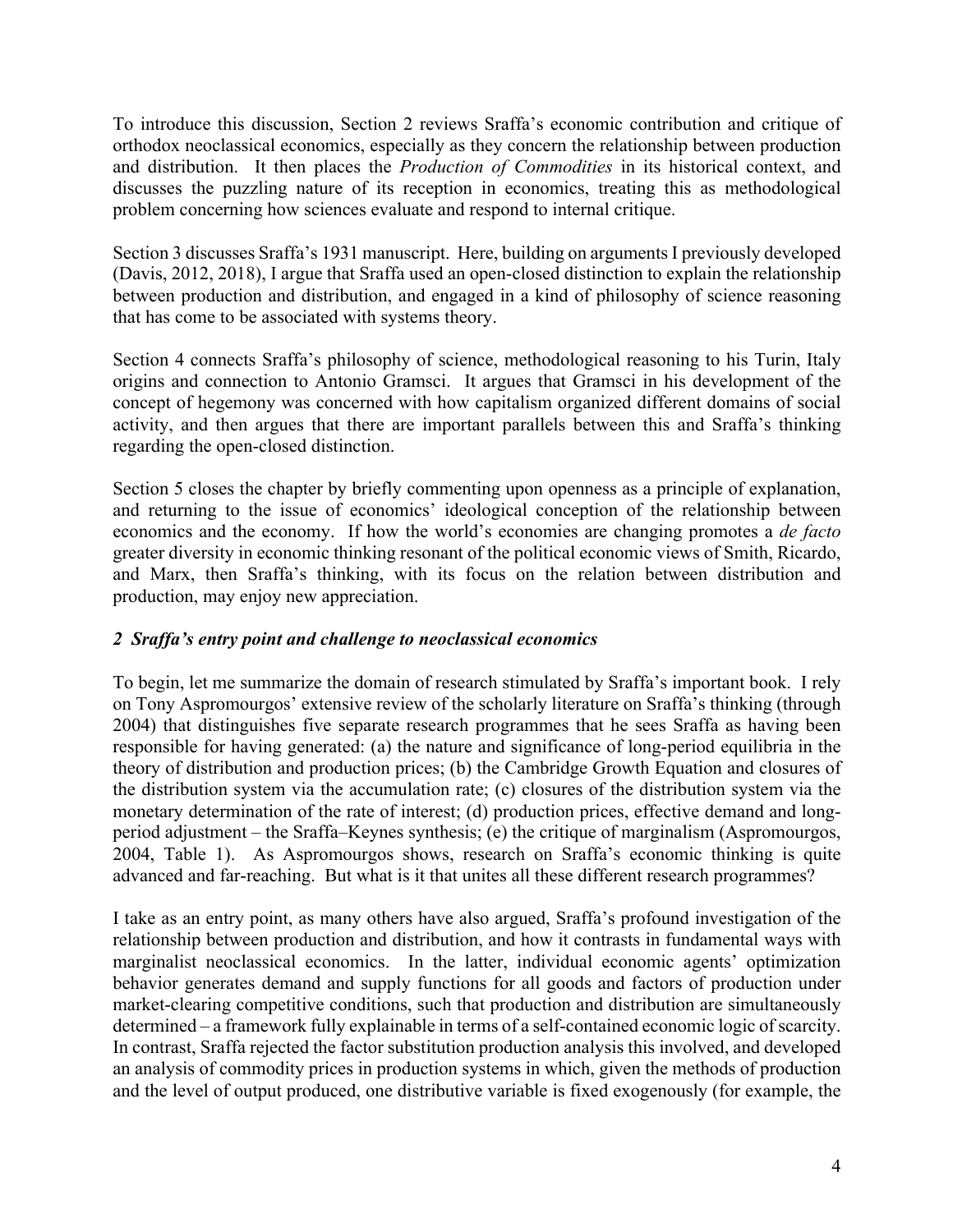To introduce this discussion, Section 2 reviews Sraffa's economic contribution and critique of orthodox neoclassical economics, especially as they concern the relationship between production and distribution. It then places the *Production of Commodities* in its historical context, and discusses the puzzling nature of its reception in economics, treating this as methodological problem concerning how sciences evaluate and respond to internal critique.

Section 3 discusses Sraffa's 1931 manuscript. Here, building on arguments I previously developed (Davis, 2012, 2018), I argue that Sraffa used an open-closed distinction to explain the relationship between production and distribution, and engaged in a kind of philosophy of science reasoning that has come to be associated with systems theory.

Section 4 connects Sraffa's philosophy of science, methodological reasoning to his Turin, Italy origins and connection to Antonio Gramsci. It argues that Gramsci in his development of the concept of hegemony was concerned with how capitalism organized different domains of social activity, and then argues that there are important parallels between this and Sraffa's thinking regarding the open-closed distinction.

Section 5 closes the chapter by briefly commenting upon openness as a principle of explanation, and returning to the issue of economics' ideological conception of the relationship between economics and the economy. If how the world's economies are changing promotes a *de facto* greater diversity in economic thinking resonant of the political economic views of Smith, Ricardo, and Marx, then Sraffa's thinking, with its focus on the relation between distribution and production, may enjoy new appreciation.

## *2 Sraffa's entry point and challenge to neoclassical economics*

To begin, let me summarize the domain of research stimulated by Sraffa's important book. I rely on Tony Aspromourgos' extensive review of the scholarly literature on Sraffa's thinking (through 2004) that distinguishes five separate research programmes that he sees Sraffa as having been responsible for having generated: (a) the nature and significance of long-period equilibria in the theory of distribution and production prices; (b) the Cambridge Growth Equation and closures of the distribution system via the accumulation rate; (c) closures of the distribution system via the monetary determination of the rate of interest; (d) production prices, effective demand and long-period adjustment – the Sraffa–Keynes synthesis; (e) the critique of marginalism (Aspromourgos, 2004, Table 1). As Aspromourgos shows, research on Sraffa's economic thinking is quite advanced and far-reaching. But what is it that unites all these different research programmes?

I take as an entry point, as many others have also argued, Sraffa's profound investigation of the relationship between production and distribution, and how it contrasts in fundamental ways with marginalist neoclassical economics. In the latter, individual economic agents' optimization behavior generates demand and supply functions for all goods and factors of production under market-clearing competitive conditions, such that production and distribution are simultaneously determined – a framework fully explainable in terms of a self-contained economic logic of scarcity. In contrast, Sraffa rejected the factor substitution production analysis this involved, and developed an analysis of commodity prices in production systems in which, given the methods of production and the level of output produced, one distributive variable is fixed exogenously (for example, the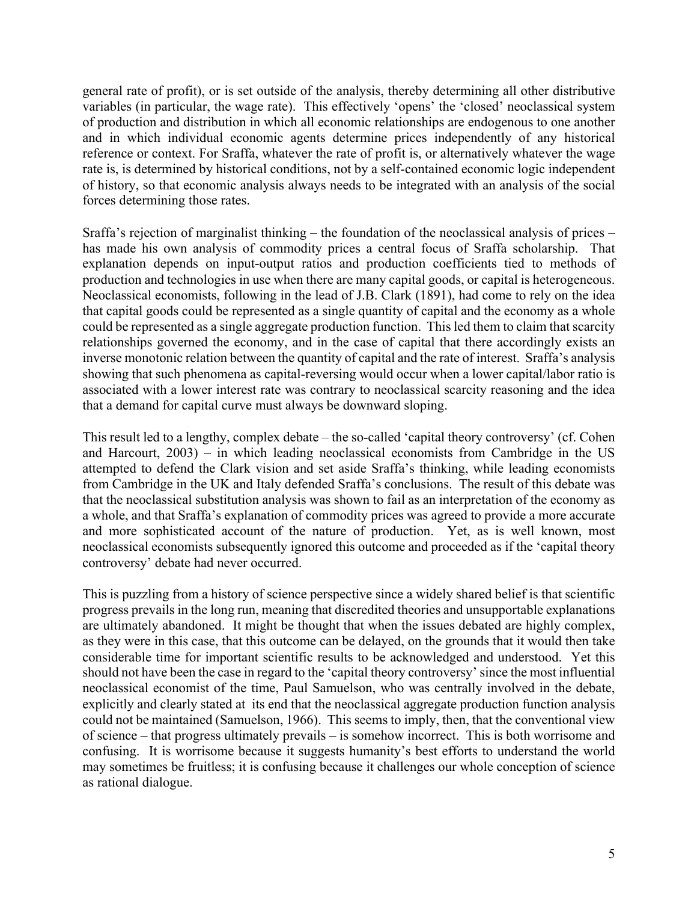general rate of profit), or is set outside of the analysis, thereby determining all other distributive variables (in particular, the wage rate). This effectively 'opens' the 'closed' neoclassical system of production and distribution in which all economic relationships are endogenous to one another and in which individual economic agents determine prices independently of any historical reference or context. For Sraffa, whatever the rate of profit is, or alternatively whatever the wage rate is, is determined by historical conditions, not by a self-contained economic logic independent of history, so that economic analysis always needs to be integrated with an analysis of the social forces determining those rates.

Sraffa's rejection of marginalist thinking – the foundation of the neoclassical analysis of prices – has made his own analysis of commodity prices a central focus of Sraffa scholarship. That explanation depends on input-output ratios and production coefficients tied to methods of production and technologies in use when there are many capital goods, or capital is heterogeneous. Neoclassical economists, following in the lead of J.B. Clark (1891), had come to rely on the idea that capital goods could be represented as a single quantity of capital and the economy as a whole could be represented as a single aggregate production function. This led them to claim that scarcity relationships governed the economy, and in the case of capital that there accordingly exists an inverse monotonic relation between the quantity of capital and the rate of interest. Sraffa's analysis showing that such phenomena as capital-reversing would occur when a lower capital/labor ratio is associated with a lower interest rate was contrary to neoclassical scarcity reasoning and the idea that a demand for capital curve must always be downward sloping.

This result led to a lengthy, complex debate – the so-called 'capital theory controversy' (cf. Cohen and Harcourt, 2003) – in which leading neoclassical economists from Cambridge in the US attempted to defend the Clark vision and set aside Sraffa's thinking, while leading economists from Cambridge in the UK and Italy defended Sraffa's conclusions. The result of this debate was that the neoclassical substitution analysis was shown to fail as an interpretation of the economy as a whole, and that Sraffa's explanation of commodity prices was agreed to provide a more accurate and more sophisticated account of the nature of production. Yet, as is well known, most neoclassical economists subsequently ignored this outcome and proceeded as if the 'capital theory controversy' debate had never occurred.

This is puzzling from a history of science perspective since a widely shared belief is that scientific progress prevails in the long run, meaning that discredited theories and unsupportable explanations are ultimately abandoned. It might be thought that when the issues debated are highly complex, as they were in this case, that this outcome can be delayed, on the grounds that it would then take considerable time for important scientific results to be acknowledged and understood. Yet this should not have been the case in regard to the 'capital theory controversy' since the most influential neoclassical economist of the time, Paul Samuelson, who was centrally involved in the debate, explicitly and clearly stated at its end that the neoclassical aggregate production function analysis could not be maintained (Samuelson, 1966). This seems to imply, then, that the conventional view of science – that progress ultimately prevails – is somehow incorrect. This is both worrisome and confusing. It is worrisome because it suggests humanity's best efforts to understand the world may sometimes be fruitless; it is confusing because it challenges our whole conception of science as rational dialogue.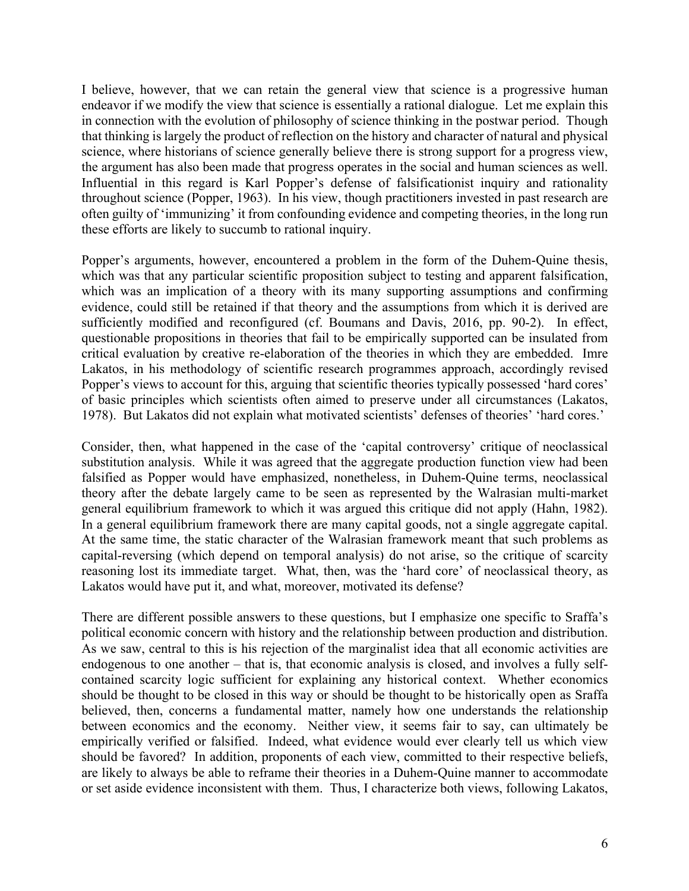I believe, however, that we can retain the general view that science is a progressive human endeavor if we modify the view that science is essentially a rational dialogue. Let me explain this in connection with the evolution of philosophy of science thinking in the postwar period. Though that thinking is largely the product of reflection on the history and character of natural and physical science, where historians of science generally believe there is strong support for a progress view, the argument has also been made that progress operates in the social and human sciences as well. Influential in this regard is Karl Popper's defense of falsificationist inquiry and rationality throughout science (Popper, 1963). In his view, though practitioners invested in past research are often guilty of 'immunizing' it from confounding evidence and competing theories, in the long run these efforts are likely to succumb to rational inquiry.

Popper's arguments, however, encountered a problem in the form of the Duhem-Quine thesis, which was that any particular scientific proposition subject to testing and apparent falsification, which was an implication of a theory with its many supporting assumptions and confirming evidence, could still be retained if that theory and the assumptions from which it is derived are sufficiently modified and reconfigured (cf. Boumans and Davis, 2016, pp. 90-2). In effect, questionable propositions in theories that fail to be empirically supported can be insulated from critical evaluation by creative re-elaboration of the theories in which they are embedded. Imre Lakatos, in his methodology of scientific research programmes approach, accordingly revised Popper's views to account for this, arguing that scientific theories typically possessed 'hard cores' of basic principles which scientists often aimed to preserve under all circumstances (Lakatos, 1978). But Lakatos did not explain what motivated scientists' defenses of theories' 'hard cores.'

Consider, then, what happened in the case of the 'capital controversy' critique of neoclassical substitution analysis. While it was agreed that the aggregate production function view had been falsified as Popper would have emphasized, nonetheless, in Duhem-Quine terms, neoclassical theory after the debate largely came to be seen as represented by the Walrasian multi-market general equilibrium framework to which it was argued this critique did not apply (Hahn, 1982). In a general equilibrium framework there are many capital goods, not a single aggregate capital. At the same time, the static character of the Walrasian framework meant that such problems as capital-reversing (which depend on temporal analysis) do not arise, so the critique of scarcity reasoning lost its immediate target. What, then, was the 'hard core' of neoclassical theory, as Lakatos would have put it, and what, moreover, motivated its defense?

There are different possible answers to these questions, but I emphasize one specific to Sraffa's political economic concern with history and the relationship between production and distribution. As we saw, central to this is his rejection of the marginalist idea that all economic activities are endogenous to one another – that is, that economic analysis is closed, and involves a fully self-contained scarcity logic sufficient for explaining any historical context. Whether economics should be thought to be closed in this way or should be thought to be historically open as Sraffa believed, then, concerns a fundamental matter, namely how one understands the relationship between economics and the economy. Neither view, it seems fair to say, can ultimately be empirically verified or falsified. Indeed, what evidence would ever clearly tell us which view should be favored? In addition, proponents of each view, committed to their respective beliefs, are likely to always be able to reframe their theories in a Duhem-Quine manner to accommodate or set aside evidence inconsistent with them. Thus, I characterize both views, following Lakatos,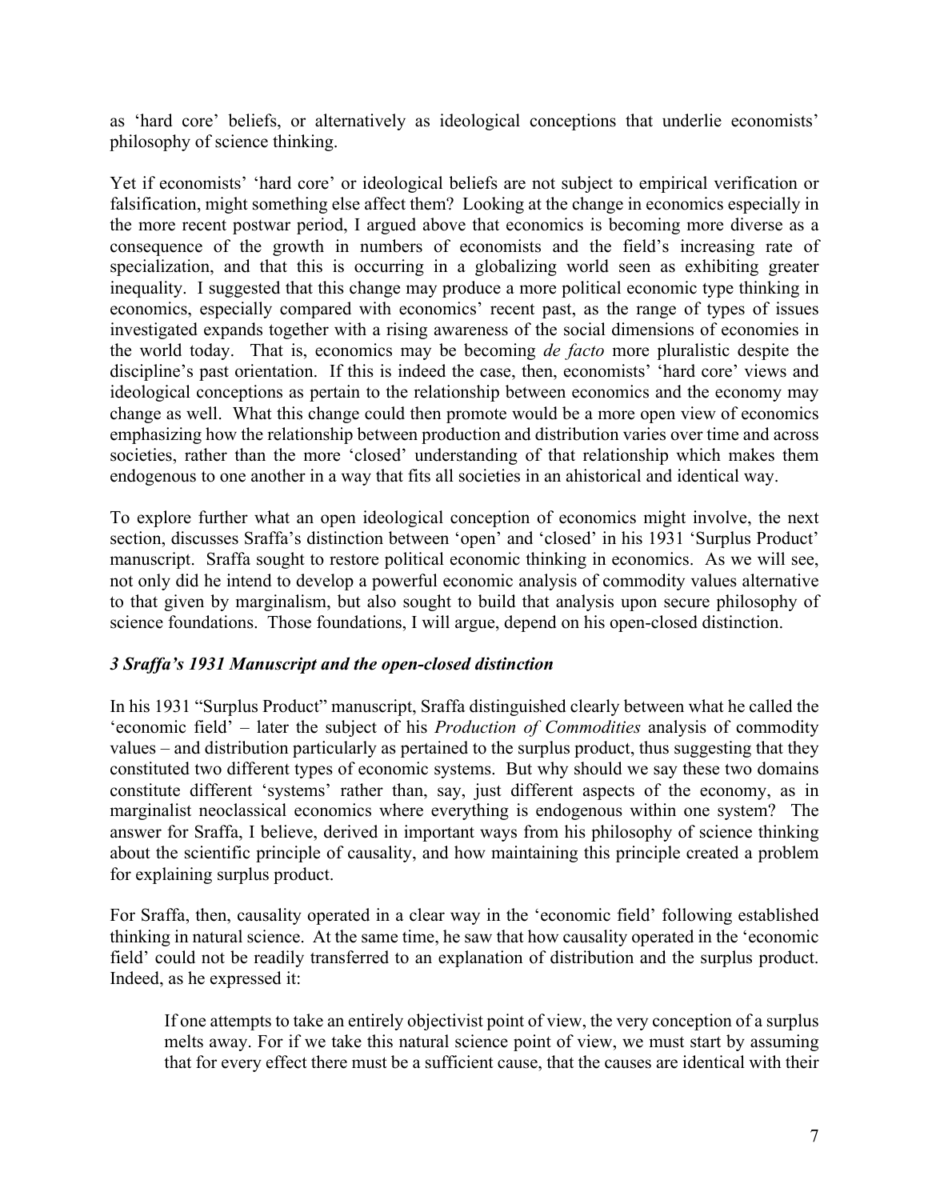as 'hard core' beliefs, or alternatively as ideological conceptions that underlie economists' philosophy of science thinking.

Yet if economists' 'hard core' or ideological beliefs are not subject to empirical verification or falsification, might something else affect them? Looking at the change in economics especially in the more recent postwar period, I argued above that economics is becoming more diverse as a consequence of the growth in numbers of economists and the field's increasing rate of specialization, and that this is occurring in a globalizing world seen as exhibiting greater inequality. I suggested that this change may produce a more political economic type thinking in economics, especially compared with economics' recent past, as the range of types of issues investigated expands together with a rising awareness of the social dimensions of economies in the world today. That is, economics may be becoming *de facto* more pluralistic despite the discipline's past orientation. If this is indeed the case, then, economists' 'hard core' views and ideological conceptions as pertain to the relationship between economics and the economy may change as well. What this change could then promote would be a more open view of economics emphasizing how the relationship between production and distribution varies over time and across societies, rather than the more 'closed' understanding of that relationship which makes them endogenous to one another in a way that fits all societies in an ahistorical and identical way.

To explore further what an open ideological conception of economics might involve, the next section, discusses Sraffa's distinction between 'open' and 'closed' in his 1931 'Surplus Product' manuscript. Sraffa sought to restore political economic thinking in economics. As we will see, not only did he intend to develop a powerful economic analysis of commodity values alternative to that given by marginalism, but also sought to build that analysis upon secure philosophy of science foundations. Those foundations, I will argue, depend on his open-closed distinction.

### *3 Sraffa's 1931 Manuscript and the open-closed distinction*

In his 1931 "Surplus Product" manuscript, Sraffa distinguished clearly between what he called the 'economic field' – later the subject of his *Production of Commodities* analysis of commodity values – and distribution particularly as pertained to the surplus product, thus suggesting that they constituted two different types of economic systems. But why should we say these two domains constitute different 'systems' rather than, say, just different aspects of the economy, as in marginalist neoclassical economics where everything is endogenous within one system? The answer for Sraffa, I believe, derived in important ways from his philosophy of science thinking about the scientific principle of causality, and how maintaining this principle created a problem for explaining surplus product.

For Sraffa, then, causality operated in a clear way in the 'economic field' following established thinking in natural science. At the same time, he saw that how causality operated in the 'economic field' could not be readily transferred to an explanation of distribution and the surplus product. Indeed, as he expressed it:

> If one attempts to take an entirely objectivist point of view, the very conception of a surplus melts away. For if we take this natural science point of view, we must start by assuming that for every effect there must be a sufficient cause, that the causes are identical with their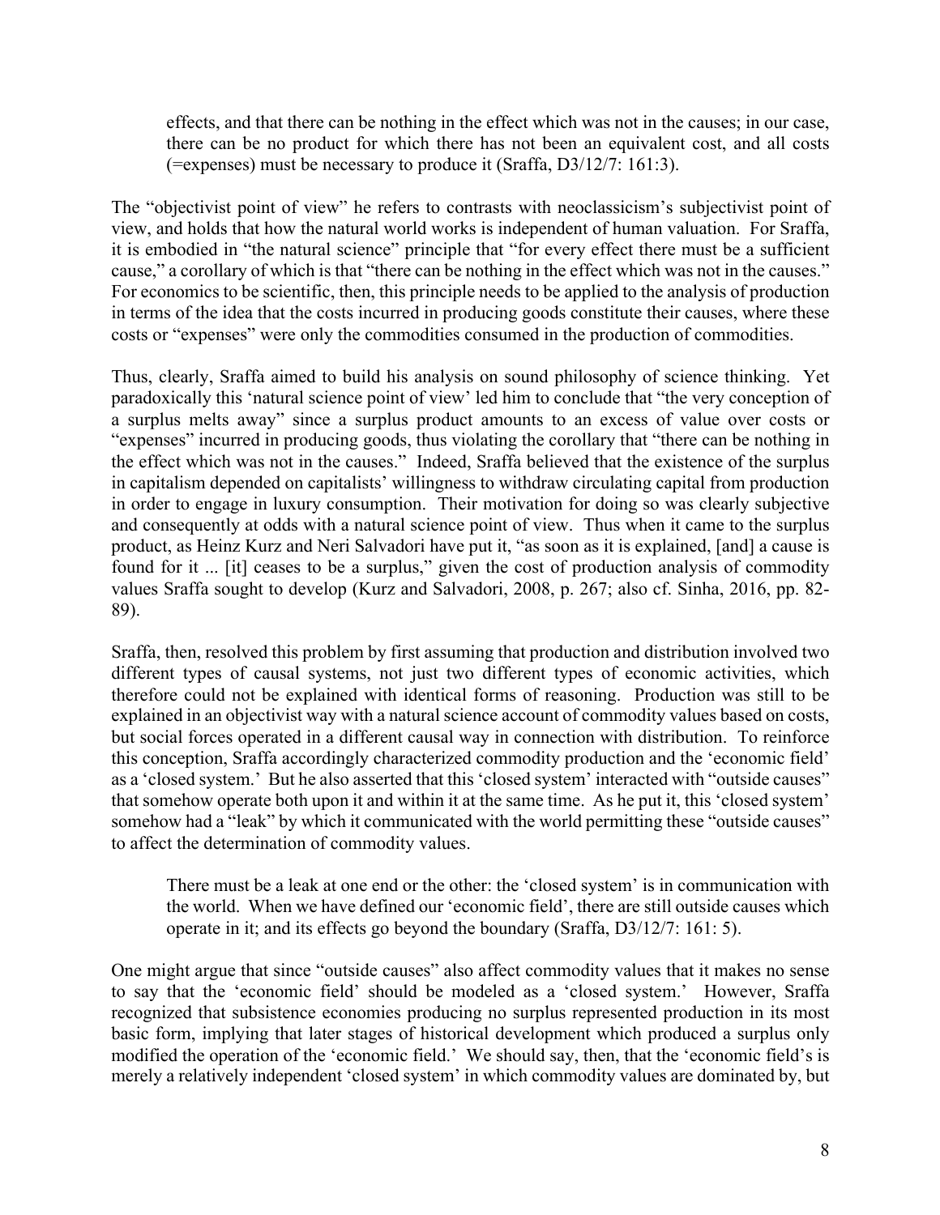> effects, and that there can be nothing in the effect which was not in the causes; in our case, there can be no product for which there has not been an equivalent cost, and all costs (=expenses) must be necessary to produce it (Sraffa, D3/12/7: 161:3).

The "objectivist point of view" he refers to contrasts with neoclassicism's subjectivist point of view, and holds that how the natural world works is independent of human valuation. For Sraffa, it is embodied in "the natural science" principle that "for every effect there must be a sufficient cause," a corollary of which is that "there can be nothing in the effect which was not in the causes." For economics to be scientific, then, this principle needs to be applied to the analysis of production in terms of the idea that the costs incurred in producing goods constitute their causes, where these costs or "expenses" were only the commodities consumed in the production of commodities.

Thus, clearly, Sraffa aimed to build his analysis on sound philosophy of science thinking. Yet paradoxically this 'natural science point of view' led him to conclude that "the very conception of a surplus melts away" since a surplus product amounts to an excess of value over costs or "expenses" incurred in producing goods, thus violating the corollary that "there can be nothing in the effect which was not in the causes." Indeed, Sraffa believed that the existence of the surplus in capitalism depended on capitalists' willingness to withdraw circulating capital from production in order to engage in luxury consumption. Their motivation for doing so was clearly subjective and consequently at odds with a natural science point of view. Thus when it came to the surplus product, as Heinz Kurz and Neri Salvadori have put it, "as soon as it is explained, [and] a cause is found for it ... [it] ceases to be a surplus," given the cost of production analysis of commodity values Sraffa sought to develop (Kurz and Salvadori, 2008, p. 267; also cf. Sinha, 2016, pp. 82-89).

Sraffa, then, resolved this problem by first assuming that production and distribution involved two different types of causal systems, not just two different types of economic activities, which therefore could not be explained with identical forms of reasoning. Production was still to be explained in an objectivist way with a natural science account of commodity values based on costs, but social forces operated in a different causal way in connection with distribution. To reinforce this conception, Sraffa accordingly characterized commodity production and the 'economic field' as a 'closed system.' But he also asserted that this 'closed system' interacted with "outside causes" that somehow operate both upon it and within it at the same time. As he put it, this 'closed system' somehow had a "leak" by which it communicated with the world permitting these "outside causes" to affect the determination of commodity values.

> There must be a leak at one end or the other: the 'closed system' is in communication with the world. When we have defined our 'economic field', there are still outside causes which operate in it; and its effects go beyond the boundary (Sraffa, D3/12/7: 161: 5).

One might argue that since "outside causes" also affect commodity values that it makes no sense to say that the 'economic field' should be modeled as a 'closed system.' However, Sraffa recognized that subsistence economies producing no surplus represented production in its most basic form, implying that later stages of historical development which produced a surplus only modified the operation of the 'economic field.' We should say, then, that the 'economic field's is merely a relatively independent 'closed system' in which commodity values are dominated by, but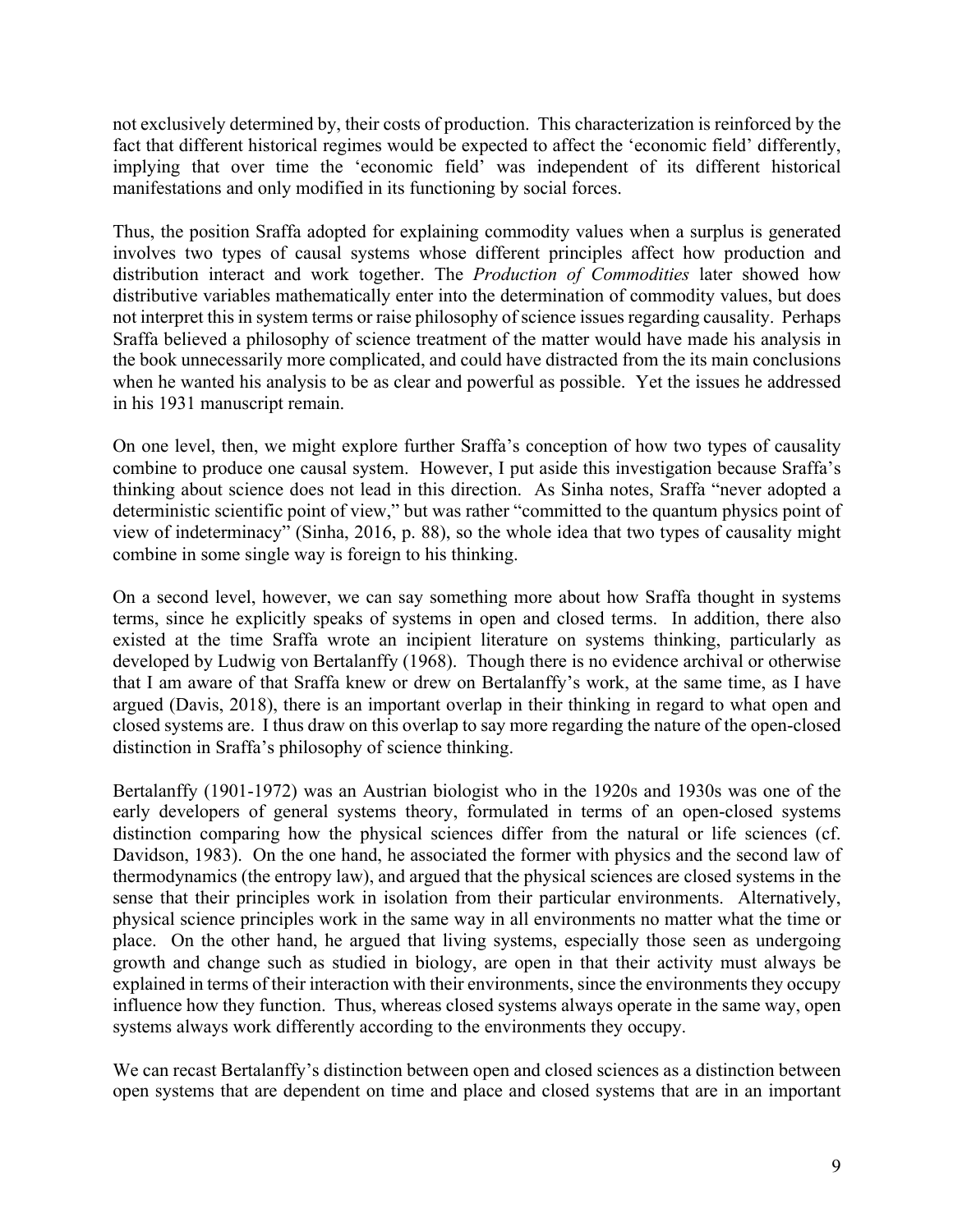not exclusively determined by, their costs of production. This characterization is reinforced by the fact that different historical regimes would be expected to affect the 'economic field' differently, implying that over time the 'economic field' was independent of its different historical manifestations and only modified in its functioning by social forces.

Thus, the position Sraffa adopted for explaining commodity values when a surplus is generated involves two types of causal systems whose different principles affect how production and distribution interact and work together. The *Production of Commodities* later showed how distributive variables mathematically enter into the determination of commodity values, but does not interpret this in system terms or raise philosophy of science issues regarding causality. Perhaps Sraffa believed a philosophy of science treatment of the matter would have made his analysis in the book unnecessarily more complicated, and could have distracted from the its main conclusions when he wanted his analysis to be as clear and powerful as possible. Yet the issues he addressed in his 1931 manuscript remain.

On one level, then, we might explore further Sraffa's conception of how two types of causality combine to produce one causal system. However, I put aside this investigation because Sraffa's thinking about science does not lead in this direction. As Sinha notes, Sraffa "never adopted a deterministic scientific point of view," but was rather "committed to the quantum physics point of view of indeterminacy" (Sinha, 2016, p. 88), so the whole idea that two types of causality might combine in some single way is foreign to his thinking.

On a second level, however, we can say something more about how Sraffa thought in systems terms, since he explicitly speaks of systems in open and closed terms. In addition, there also existed at the time Sraffa wrote an incipient literature on systems thinking, particularly as developed by Ludwig von Bertalanffy (1968). Though there is no evidence archival or otherwise that I am aware of that Sraffa knew or drew on Bertalanffy's work, at the same time, as I have argued (Davis, 2018), there is an important overlap in their thinking in regard to what open and closed systems are. I thus draw on this overlap to say more regarding the nature of the open-closed distinction in Sraffa's philosophy of science thinking.

Bertalanffy (1901-1972) was an Austrian biologist who in the 1920s and 1930s was one of the early developers of general systems theory, formulated in terms of an open-closed systems distinction comparing how the physical sciences differ from the natural or life sciences (cf. Davidson, 1983). On the one hand, he associated the former with physics and the second law of thermodynamics (the entropy law), and argued that the physical sciences are closed systems in the sense that their principles work in isolation from their particular environments. Alternatively, physical science principles work in the same way in all environments no matter what the time or place. On the other hand, he argued that living systems, especially those seen as undergoing growth and change such as studied in biology, are open in that their activity must always be explained in terms of their interaction with their environments, since the environments they occupy influence how they function. Thus, whereas closed systems always operate in the same way, open systems always work differently according to the environments they occupy.

We can recast Bertalanffy's distinction between open and closed sciences as a distinction between open systems that are dependent on time and place and closed systems that are in an important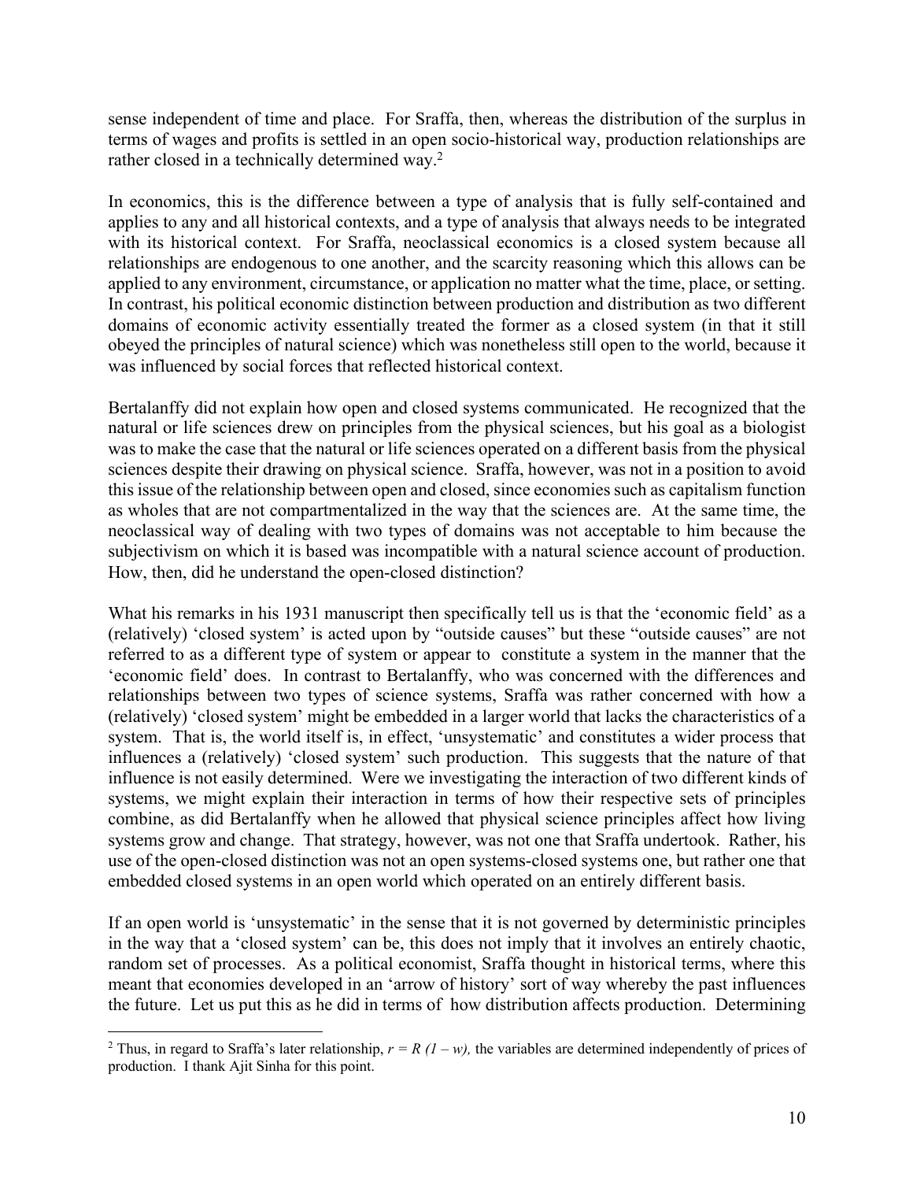sense independent of time and place. For Sraffa, then, whereas the distribution of the surplus in terms of wages and profits is settled in an open socio-historical way, production relationships are rather closed in a technically determined way.[2]

In economics, this is the difference between a type of analysis that is fully self-contained and applies to any and all historical contexts, and a type of analysis that always needs to be integrated with its historical context. For Sraffa, neoclassical economics is a closed system because all relationships are endogenous to one another, and the scarcity reasoning which this allows can be applied to any environment, circumstance, or application no matter what the time, place, or setting. In contrast, his political economic distinction between production and distribution as two different domains of economic activity essentially treated the former as a closed system (in that it still obeyed the principles of natural science) which was nonetheless still open to the world, because it was influenced by social forces that reflected historical context.

Bertalanffy did not explain how open and closed systems communicated. He recognized that the natural or life sciences drew on principles from the physical sciences, but his goal as a biologist was to make the case that the natural or life sciences operated on a different basis from the physical sciences despite their drawing on physical science. Sraffa, however, was not in a position to avoid this issue of the relationship between open and closed, since economies such as capitalism function as wholes that are not compartmentalized in the way that the sciences are. At the same time, the neoclassical way of dealing with two types of domains was not acceptable to him because the subjectivism on which it is based was incompatible with a natural science account of production. How, then, did he understand the open-closed distinction?

What his remarks in his 1931 manuscript then specifically tell us is that the 'economic field' as a (relatively) 'closed system' is acted upon by "outside causes" but these "outside causes" are not referred to as a different type of system or appear to constitute a system in the manner that the 'economic field' does. In contrast to Bertalanffy, who was concerned with the differences and relationships between two types of science systems, Sraffa was rather concerned with how a (relatively) 'closed system' might be embedded in a larger world that lacks the characteristics of a system. That is, the world itself is, in effect, 'unsystematic' and constitutes a wider process that influences a (relatively) 'closed system' such production. This suggests that the nature of that influence is not easily determined. Were we investigating the interaction of two different kinds of systems, we might explain their interaction in terms of how their respective sets of principles combine, as did Bertalanffy when he allowed that physical science principles affect how living systems grow and change. That strategy, however, was not one that Sraffa undertook. Rather, his use of the open-closed distinction was not an open systems-closed systems one, but rather one that embedded closed systems in an open world which operated on an entirely different basis.

If an open world is 'unsystematic' in the sense that it is not governed by deterministic principles in the way that a 'closed system' can be, this does not imply that it involves an entirely chaotic, random set of processes. As a political economist, Sraffa thought in historical terms, where this meant that economies developed in an 'arrow of history' sort of way whereby the past influences the future. Let us put this as he did in terms of how distribution affects production. Determining

[2] Thus, in regard to Sraffa's later relationship, $r = R\,(1 - w)$, the variables are determined independently of prices of production. I thank Ajit Sinha for this point.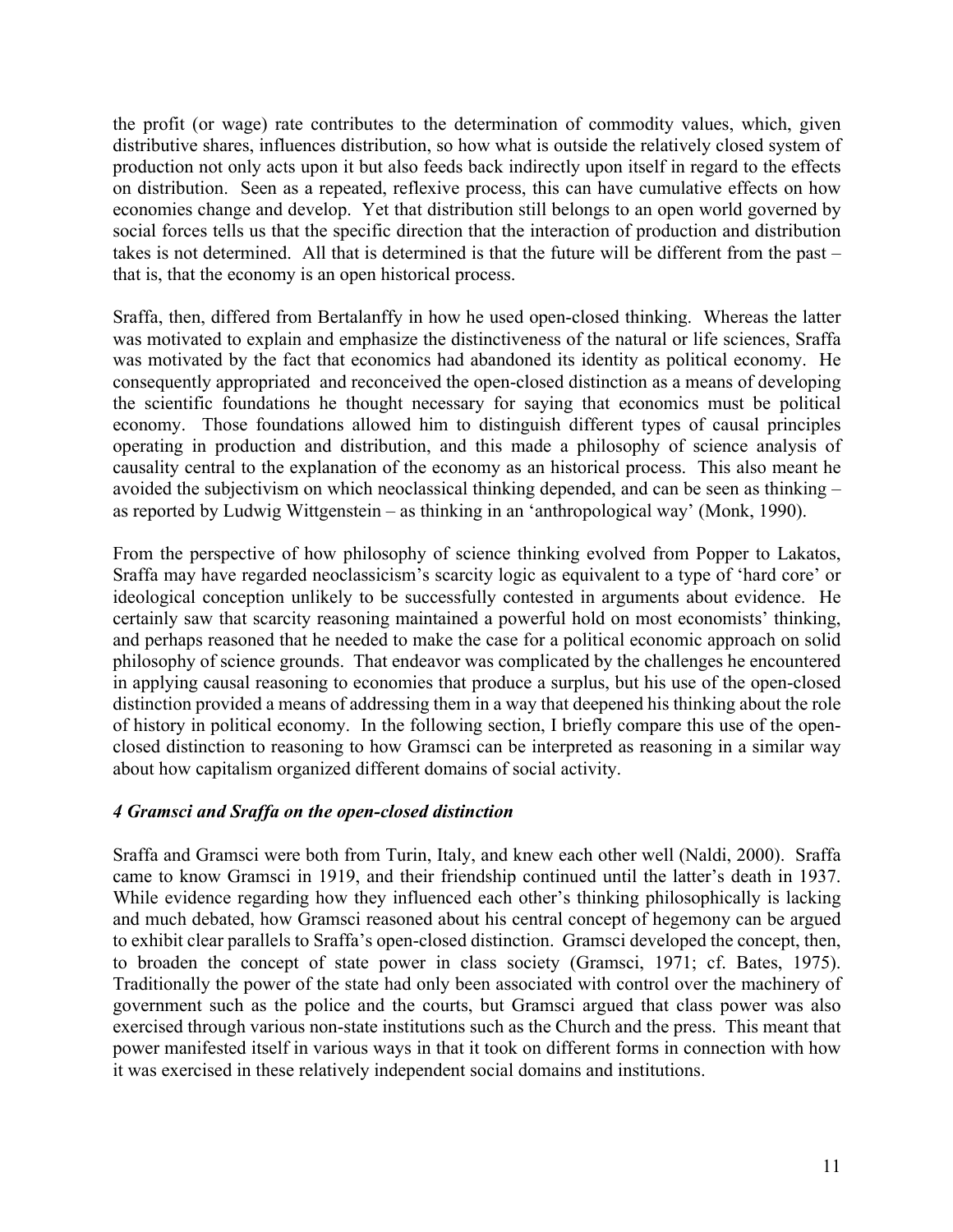the profit (or wage) rate contributes to the determination of commodity values, which, given distributive shares, influences distribution, so how what is outside the relatively closed system of production not only acts upon it but also feeds back indirectly upon itself in regard to the effects on distribution. Seen as a repeated, reflexive process, this can have cumulative effects on how economies change and develop. Yet that distribution still belongs to an open world governed by social forces tells us that the specific direction that the interaction of production and distribution takes is not determined. All that is determined is that the future will be different from the past – that is, that the economy is an open historical process.

Sraffa, then, differed from Bertalanffy in how he used open-closed thinking. Whereas the latter was motivated to explain and emphasize the distinctiveness of the natural or life sciences, Sraffa was motivated by the fact that economics had abandoned its identity as political economy. He consequently appropriated and reconceived the open-closed distinction as a means of developing the scientific foundations he thought necessary for saying that economics must be political economy. Those foundations allowed him to distinguish different types of causal principles operating in production and distribution, and this made a philosophy of science analysis of causality central to the explanation of the economy as an historical process. This also meant he avoided the subjectivism on which neoclassical thinking depended, and can be seen as thinking – as reported by Ludwig Wittgenstein – as thinking in an 'anthropological way' (Monk, 1990).

From the perspective of how philosophy of science thinking evolved from Popper to Lakatos, Sraffa may have regarded neoclassicism's scarcity logic as equivalent to a type of 'hard core' or ideological conception unlikely to be successfully contested in arguments about evidence. He certainly saw that scarcity reasoning maintained a powerful hold on most economists' thinking, and perhaps reasoned that he needed to make the case for a political economic approach on solid philosophy of science grounds. That endeavor was complicated by the challenges he encountered in applying causal reasoning to economies that produce a surplus, but his use of the open-closed distinction provided a means of addressing them in a way that deepened his thinking about the role of history in political economy. In the following section, I briefly compare this use of the open-closed distinction to reasoning to how Gramsci can be interpreted as reasoning in a similar way about how capitalism organized different domains of social activity.

### *4 Gramsci and Sraffa on the open-closed distinction*

Sraffa and Gramsci were both from Turin, Italy, and knew each other well (Naldi, 2000). Sraffa came to know Gramsci in 1919, and their friendship continued until the latter's death in 1937. While evidence regarding how they influenced each other's thinking philosophically is lacking and much debated, how Gramsci reasoned about his central concept of hegemony can be argued to exhibit clear parallels to Sraffa's open-closed distinction. Gramsci developed the concept, then, to broaden the concept of state power in class society (Gramsci, 1971; cf. Bates, 1975). Traditionally the power of the state had only been associated with control over the machinery of government such as the police and the courts, but Gramsci argued that class power was also exercised through various non-state institutions such as the Church and the press. This meant that power manifested itself in various ways in that it took on different forms in connection with how it was exercised in these relatively independent social domains and institutions.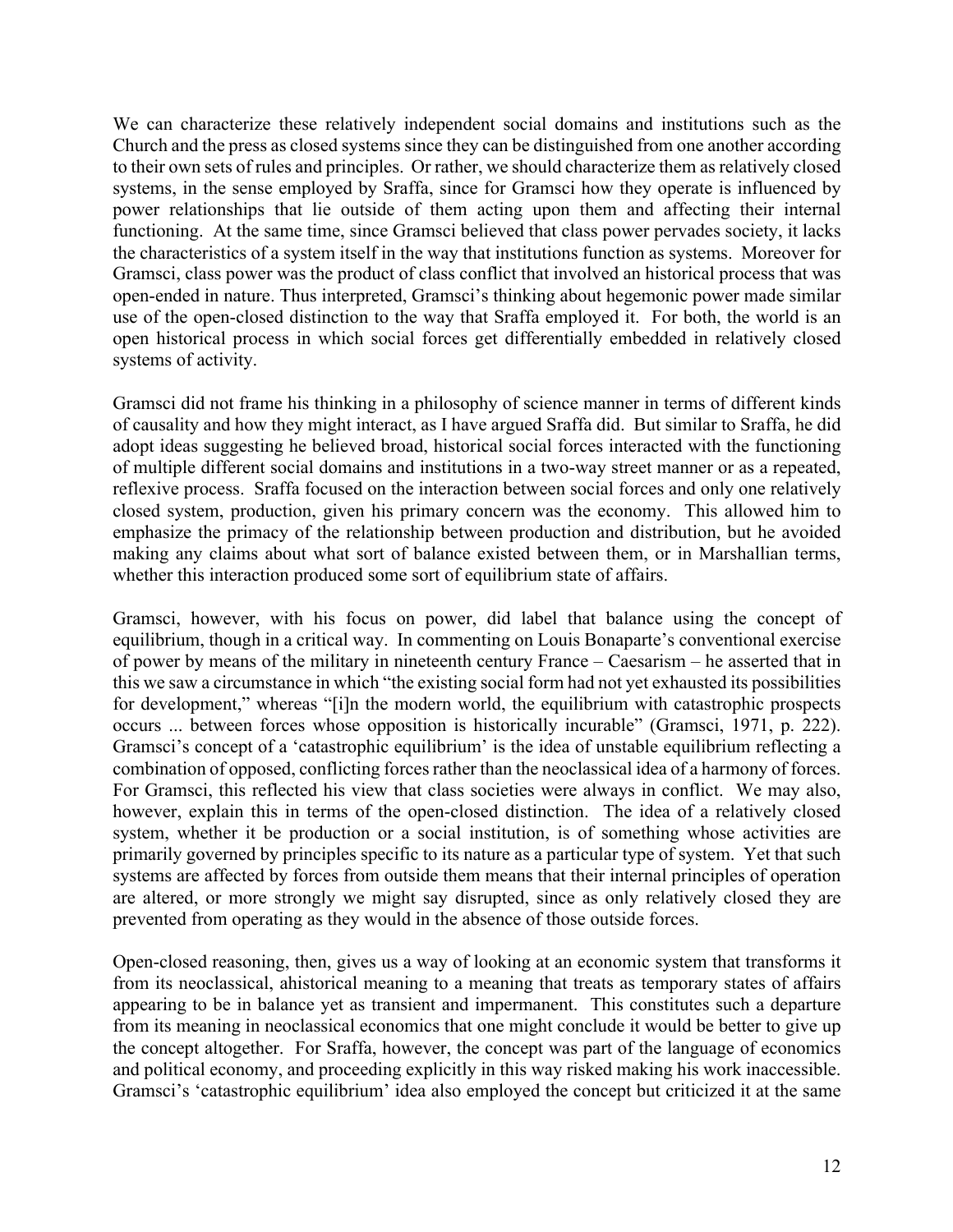We can characterize these relatively independent social domains and institutions such as the Church and the press as closed systems since they can be distinguished from one another according to their own sets of rules and principles. Or rather, we should characterize them as relatively closed systems, in the sense employed by Sraffa, since for Gramsci how they operate is influenced by power relationships that lie outside of them acting upon them and affecting their internal functioning. At the same time, since Gramsci believed that class power pervades society, it lacks the characteristics of a system itself in the way that institutions function as systems. Moreover for Gramsci, class power was the product of class conflict that involved an historical process that was open-ended in nature. Thus interpreted, Gramsci's thinking about hegemonic power made similar use of the open-closed distinction to the way that Sraffa employed it. For both, the world is an open historical process in which social forces get differentially embedded in relatively closed systems of activity.

Gramsci did not frame his thinking in a philosophy of science manner in terms of different kinds of causality and how they might interact, as I have argued Sraffa did. But similar to Sraffa, he did adopt ideas suggesting he believed broad, historical social forces interacted with the functioning of multiple different social domains and institutions in a two-way street manner or as a repeated, reflexive process. Sraffa focused on the interaction between social forces and only one relatively closed system, production, given his primary concern was the economy. This allowed him to emphasize the primacy of the relationship between production and distribution, but he avoided making any claims about what sort of balance existed between them, or in Marshallian terms, whether this interaction produced some sort of equilibrium state of affairs.

Gramsci, however, with his focus on power, did label that balance using the concept of equilibrium, though in a critical way. In commenting on Louis Bonaparte's conventional exercise of power by means of the military in nineteenth century France – Caesarism – he asserted that in this we saw a circumstance in which "the existing social form had not yet exhausted its possibilities for development," whereas "[i]n the modern world, the equilibrium with catastrophic prospects occurs ... between forces whose opposition is historically incurable" (Gramsci, 1971, p. 222). Gramsci's concept of a 'catastrophic equilibrium' is the idea of unstable equilibrium reflecting a combination of opposed, conflicting forces rather than the neoclassical idea of a harmony of forces. For Gramsci, this reflected his view that class societies were always in conflict. We may also, however, explain this in terms of the open-closed distinction. The idea of a relatively closed system, whether it be production or a social institution, is of something whose activities are primarily governed by principles specific to its nature as a particular type of system. Yet that such systems are affected by forces from outside them means that their internal principles of operation are altered, or more strongly we might say disrupted, since as only relatively closed they are prevented from operating as they would in the absence of those outside forces.

Open-closed reasoning, then, gives us a way of looking at an economic system that transforms it from its neoclassical, ahistorical meaning to a meaning that treats as temporary states of affairs appearing to be in balance yet as transient and impermanent. This constitutes such a departure from its meaning in neoclassical economics that one might conclude it would be better to give up the concept altogether. For Sraffa, however, the concept was part of the language of economics and political economy, and proceeding explicitly in this way risked making his work inaccessible. Gramsci's 'catastrophic equilibrium' idea also employed the concept but criticized it at the same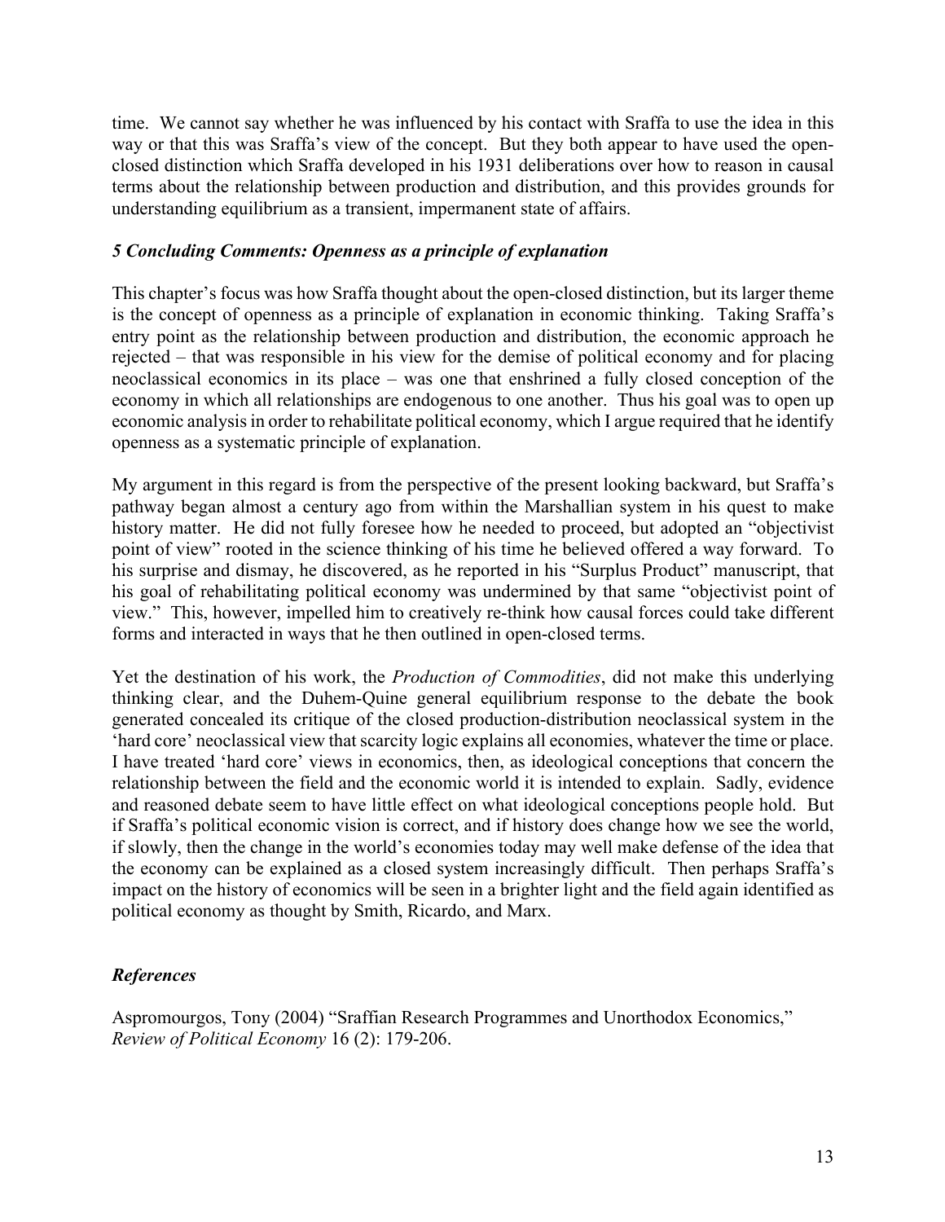time. We cannot say whether he was influenced by his contact with Sraffa to use the idea in this way or that this was Sraffa's view of the concept. But they both appear to have used the open-closed distinction which Sraffa developed in his 1931 deliberations over how to reason in causal terms about the relationship between production and distribution, and this provides grounds for understanding equilibrium as a transient, impermanent state of affairs.

### *5 Concluding Comments: Openness as a principle of explanation*

This chapter's focus was how Sraffa thought about the open-closed distinction, but its larger theme is the concept of openness as a principle of explanation in economic thinking. Taking Sraffa's entry point as the relationship between production and distribution, the economic approach he rejected – that was responsible in his view for the demise of political economy and for placing neoclassical economics in its place – was one that enshrined a fully closed conception of the economy in which all relationships are endogenous to one another. Thus his goal was to open up economic analysis in order to rehabilitate political economy, which I argue required that he identify openness as a systematic principle of explanation.

My argument in this regard is from the perspective of the present looking backward, but Sraffa's pathway began almost a century ago from within the Marshallian system in his quest to make history matter. He did not fully foresee how he needed to proceed, but adopted an "objectivist point of view" rooted in the science thinking of his time he believed offered a way forward. To his surprise and dismay, he discovered, as he reported in his "Surplus Product" manuscript, that his goal of rehabilitating political economy was undermined by that same "objectivist point of view." This, however, impelled him to creatively re-think how causal forces could take different forms and interacted in ways that he then outlined in open-closed terms.

Yet the destination of his work, the *Production of Commodities*, did not make this underlying thinking clear, and the Duhem-Quine general equilibrium response to the debate the book generated concealed its critique of the closed production-distribution neoclassical system in the 'hard core' neoclassical view that scarcity logic explains all economies, whatever the time or place. I have treated 'hard core' views in economics, then, as ideological conceptions that concern the relationship between the field and the economic world it is intended to explain. Sadly, evidence and reasoned debate seem to have little effect on what ideological conceptions people hold. But if Sraffa's political economic vision is correct, and if history does change how we see the world, if slowly, then the change in the world's economies today may well make defense of the idea that the economy can be explained as a closed system increasingly difficult. Then perhaps Sraffa's impact on the history of economics will be seen in a brighter light and the field again identified as political economy as thought by Smith, Ricardo, and Marx.

### *References*

Aspromourgos, Tony (2004) "Sraffian Research Programmes and Unorthodox Economics," *Review of Political Economy* 16 (2): 179-206.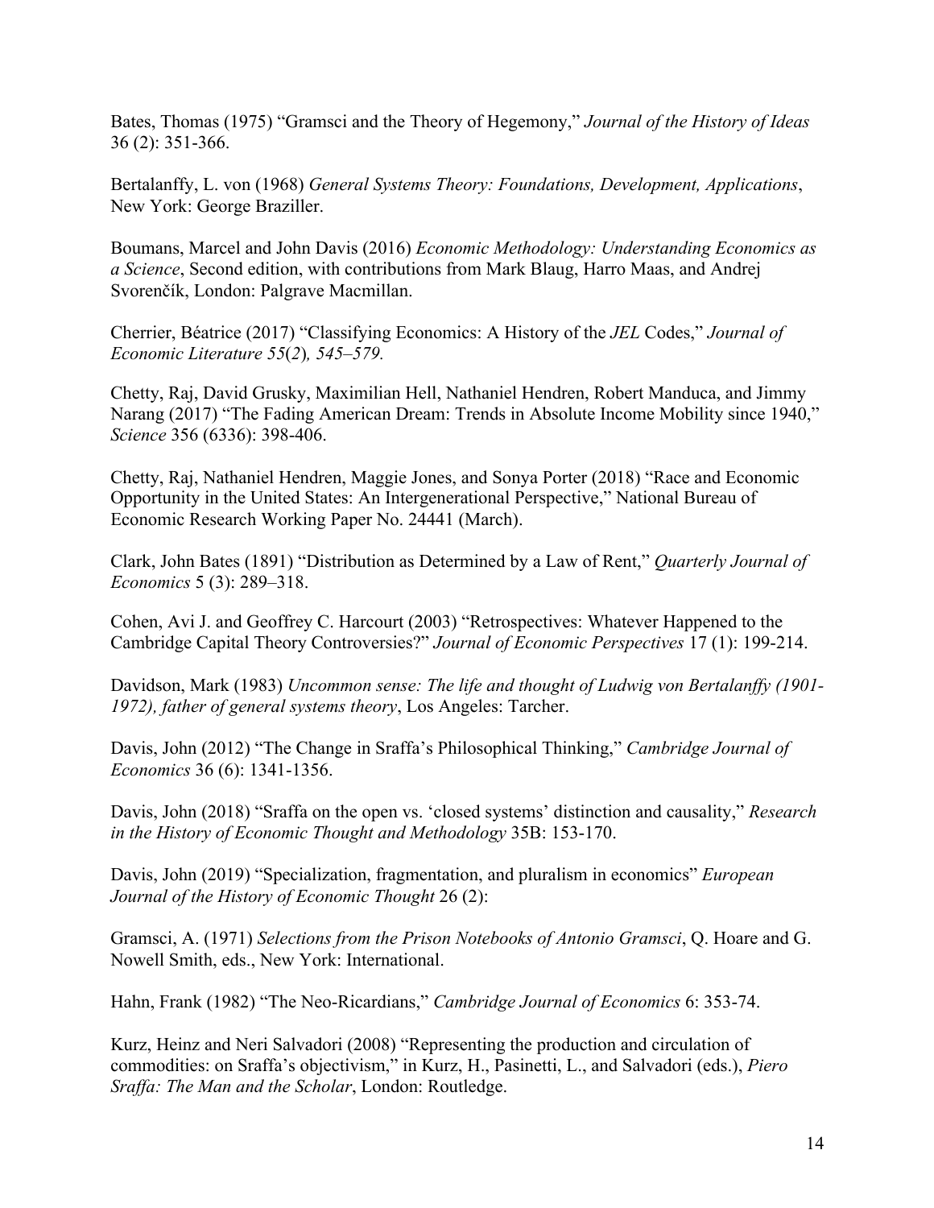Bates, Thomas (1975) “Gramsci and the Theory of Hegemony,” *Journal of the History of Ideas* 36 (2): 351-366.

Bertalanffy, L. von (1968) *General Systems Theory: Foundations, Development, Applications*, New York: George Braziller.

Boumans, Marcel and John Davis (2016) *Economic Methodology: Understanding Economics as a Science*, Second edition, with contributions from Mark Blaug, Harro Maas, and Andrej Svorenčík, London: Palgrave Macmillan.

Cherrier, Béatrice (2017) “Classifying Economics: A History of the *JEL* Codes,” *Journal of Economic Literature 55*(*2*)*, 545–579.*

Chetty, Raj, David Grusky, Maximilian Hell, Nathaniel Hendren, Robert Manduca, and Jimmy Narang (2017) “The Fading American Dream: Trends in Absolute Income Mobility since 1940,” *Science* 356 (6336): 398-406.

Chetty, Raj, Nathaniel Hendren, Maggie Jones, and Sonya Porter (2018) “Race and Economic Opportunity in the United States: An Intergenerational Perspective,” National Bureau of Economic Research Working Paper No. 24441 (March).

Clark, John Bates (1891) “Distribution as Determined by a Law of Rent,” *Quarterly Journal of Economics* 5 (3): 289–318.

Cohen, Avi J. and Geoffrey C. Harcourt (2003) “Retrospectives: Whatever Happened to the Cambridge Capital Theory Controversies?” *Journal of Economic Perspectives* 17 (1): 199-214.

Davidson, Mark (1983) *Uncommon sense: The life and thought of Ludwig von Bertalanffy (1901-1972), father of general systems theory*, Los Angeles: Tarcher.

Davis, John (2012) “The Change in Sraffa’s Philosophical Thinking,” *Cambridge Journal of Economics* 36 (6): 1341-1356.

Davis, John (2018) “Sraffa on the open vs. ‘closed systems’ distinction and causality,” *Research in the History of Economic Thought and Methodology* 35B: 153-170.

Davis, John (2019) “Specialization, fragmentation, and pluralism in economics” *European Journal of the History of Economic Thought* 26 (2):

Gramsci, A. (1971) *Selections from the Prison Notebooks of Antonio Gramsci*, Q. Hoare and G. Nowell Smith, eds., New York: International.

Hahn, Frank (1982) “The Neo-Ricardians,” *Cambridge Journal of Economics* 6: 353-74.

Kurz, Heinz and Neri Salvadori (2008) “Representing the production and circulation of commodities: on Sraffa’s objectivism,” in Kurz, H., Pasinetti, L., and Salvadori (eds.), *Piero Sraffa: The Man and the Scholar*, London: Routledge.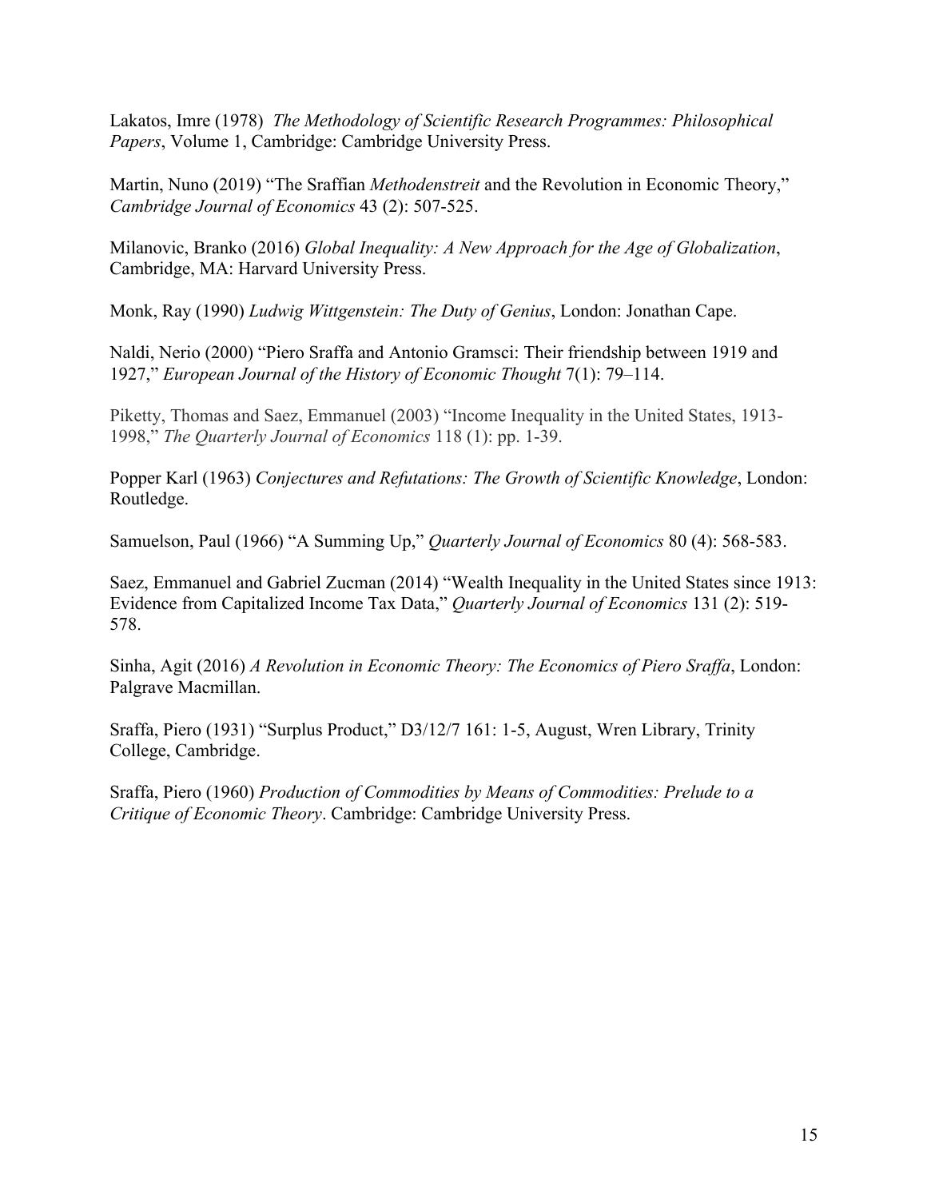Lakatos, Imre (1978) *The Methodology of Scientific Research Programmes: Philosophical Papers*, Volume 1, Cambridge: Cambridge University Press.

Martin, Nuno (2019) "The Sraffian *Methodenstreit* and the Revolution in Economic Theory," *Cambridge Journal of Economics* 43 (2): 507-525.

Milanovic, Branko (2016) *Global Inequality: A New Approach for the Age of Globalization*, Cambridge, MA: Harvard University Press.

Monk, Ray (1990) *Ludwig Wittgenstein: The Duty of Genius*, London: Jonathan Cape.

Naldi, Nerio (2000) "Piero Sraffa and Antonio Gramsci: Their friendship between 1919 and 1927," *European Journal of the History of Economic Thought* 7(1): 79–114.

Piketty, Thomas and Saez, Emmanuel (2003) "Income Inequality in the United States, 1913-1998," *The Quarterly Journal of Economics* 118 (1): pp. 1-39.

Popper Karl (1963) *Conjectures and Refutations: The Growth of Scientific Knowledge*, London: Routledge.

Samuelson, Paul (1966) "A Summing Up," *Quarterly Journal of Economics* 80 (4): 568-583.

Saez, Emmanuel and Gabriel Zucman (2014) "Wealth Inequality in the United States since 1913: Evidence from Capitalized Income Tax Data," *Quarterly Journal of Economics* 131 (2): 519-578.

Sinha, Agit (2016) *A Revolution in Economic Theory: The Economics of Piero Sraffa*, London: Palgrave Macmillan.

Sraffa, Piero (1931) "Surplus Product," D3/12/7 161: 1-5, August, Wren Library, Trinity College, Cambridge.

Sraffa, Piero (1960) *Production of Commodities by Means of Commodities: Prelude to a Critique of Economic Theory*. Cambridge: Cambridge University Press.